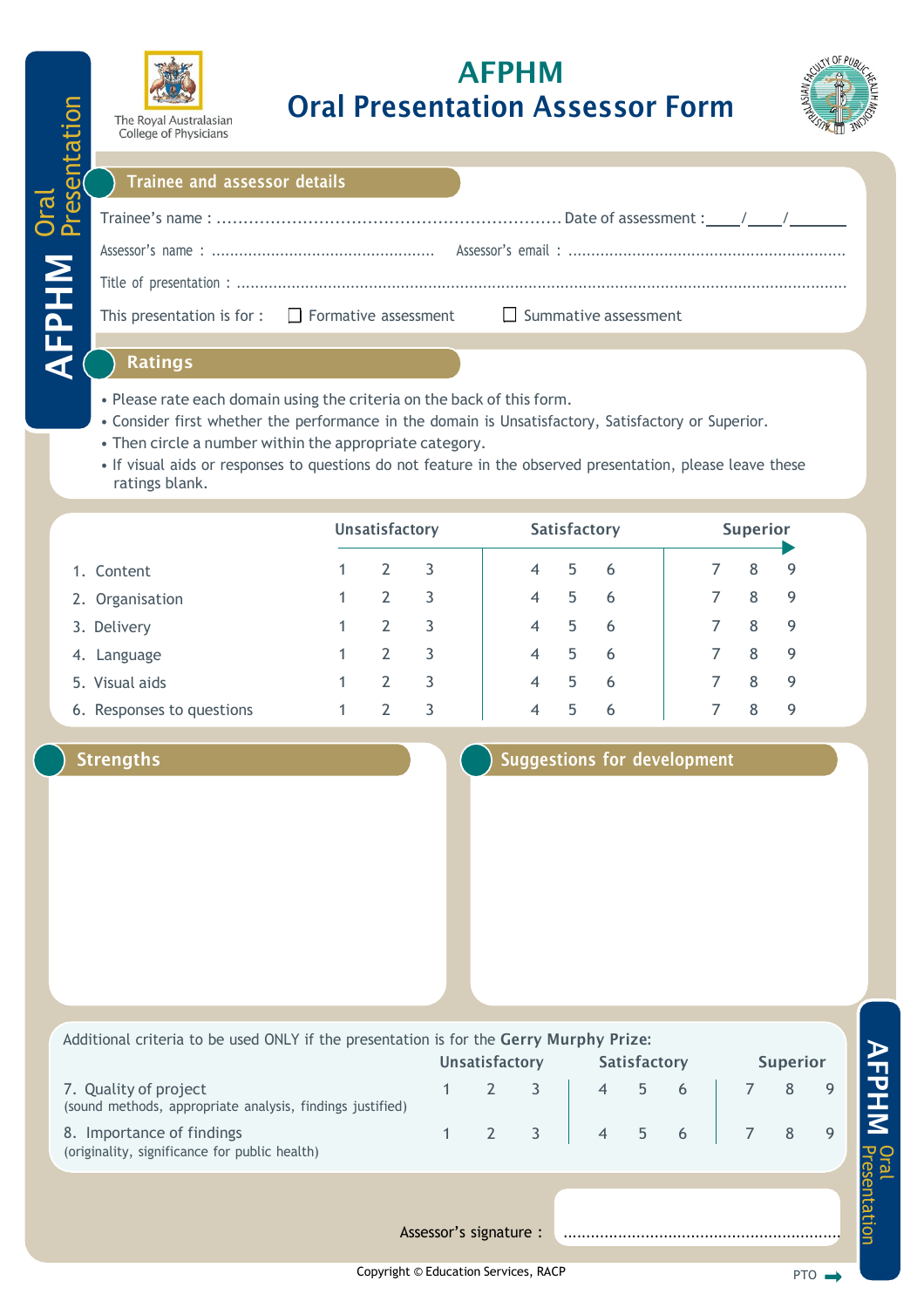The Royal Australasian College of Physicians

# AFPHM
# Oral Presentation Assessor Form

AFPHM Oral Presentation

## Trainee and assessor details

Trainee's name : ................................................................ Date of assessment : ____/____/_______

Assessor's name : ................................................ Assessor's email : ............................................................

Title of presentation : ..........................................................................................................................................

This presentation is for : ☐ Formative assessment ☐ Summative assessment

## Ratings

- Please rate each domain using the criteria on the back of this form.
- Consider first whether the performance in the domain is Unsatisfactory, Satisfactory or Superior.
- Then circle a number within the appropriate category.
- If visual aids or responses to questions do not feature in the observed presentation, please leave these ratings blank.

| | Unsatisfactory | | | Satisfactory | | | Superior | | |
|---|---|---|---|---|---|---|---|---|---|
| 1. Content | 1 | 2 | 3 | 4 | 5 | 6 | 7 | 8 | 9 |
| 2. Organisation | 1 | 2 | 3 | 4 | 5 | 6 | 7 | 8 | 9 |
| 3. Delivery | 1 | 2 | 3 | 4 | 5 | 6 | 7 | 8 | 9 |
| 4. Language | 1 | 2 | 3 | 4 | 5 | 6 | 7 | 8 | 9 |
| 5. Visual aids | 1 | 2 | 3 | 4 | 5 | 6 | 7 | 8 | 9 |
| 6. Responses to questions | 1 | 2 | 3 | 4 | 5 | 6 | 7 | 8 | 9 |

## Strengths

## Suggestions for development

Additional criteria to be used ONLY if the presentation is for the **Gerry Murphy Prize:**

| | Unsatisfactory | | | Satisfactory | | | Superior | | |
|---|---|---|---|---|---|---|---|---|---|
| 7. Quality of project (sound methods, appropriate analysis, findings justified) | 1 | 2 | 3 | 4 | 5 | 6 | 7 | 8 | 9 |
| 8. Importance of findings (originality, significance for public health) | 1 | 2 | 3 | 4 | 5 | 6 | 7 | 8 | 9 |

Assessor's signature : ...........................................................

Copyright © Education Services, RACP

PTO →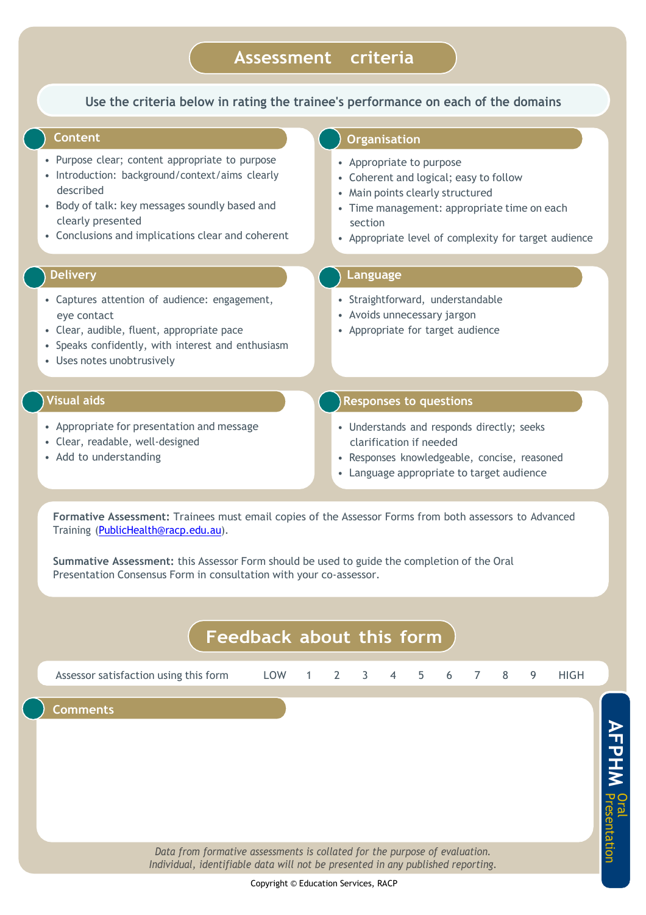# Assessment criteria

**Use the criteria below in rating the trainee's performance on each of the domains**

## Content

- Purpose clear; content appropriate to purpose
- Introduction: background/context/aims clearly described
- Body of talk: key messages soundly based and clearly presented
- Conclusions and implications clear and coherent

## Organisation

- Appropriate to purpose
- Coherent and logical; easy to follow
- Main points clearly structured
- Time management: appropriate time on each section
- Appropriate level of complexity for target audience

## Delivery

- Captures attention of audience: engagement, eye contact
- Clear, audible, fluent, appropriate pace
- Speaks confidently, with interest and enthusiasm
- Uses notes unobtrusively

## Language

- Straightforward, understandable
- Avoids unnecessary jargon
- Appropriate for target audience

## Visual aids

- Appropriate for presentation and message
- Clear, readable, well-designed
- Add to understanding

## Responses to questions

- Understands and responds directly; seeks clarification if needed
- Responses knowledgeable, concise, reasoned
- Language appropriate to target audience

**Formative Assessment:** Trainees must email copies of the Assessor Forms from both assessors to Advanced Training (PublicHealth@racp.edu.au).

**Summative Assessment:** this Assessor Form should be used to guide the completion of the Oral Presentation Consensus Form in consultation with your co-assessor.

# Feedback about this form

| | | | | | | | | | | | |
|---|---|---|---|---|---|---|---|---|---|---|---|
| Assessor satisfaction using this form | LOW | 1 | 2 | 3 | 4 | 5 | 6 | 7 | 8 | 9 | HIGH |

## Comments

*Data from formative assessments is collated for the purpose of evaluation.*
*Individual, identifiable data will not be presented in any published reporting.*

**AFPHM** Oral Presentation

Copyright © Education Services, RACP